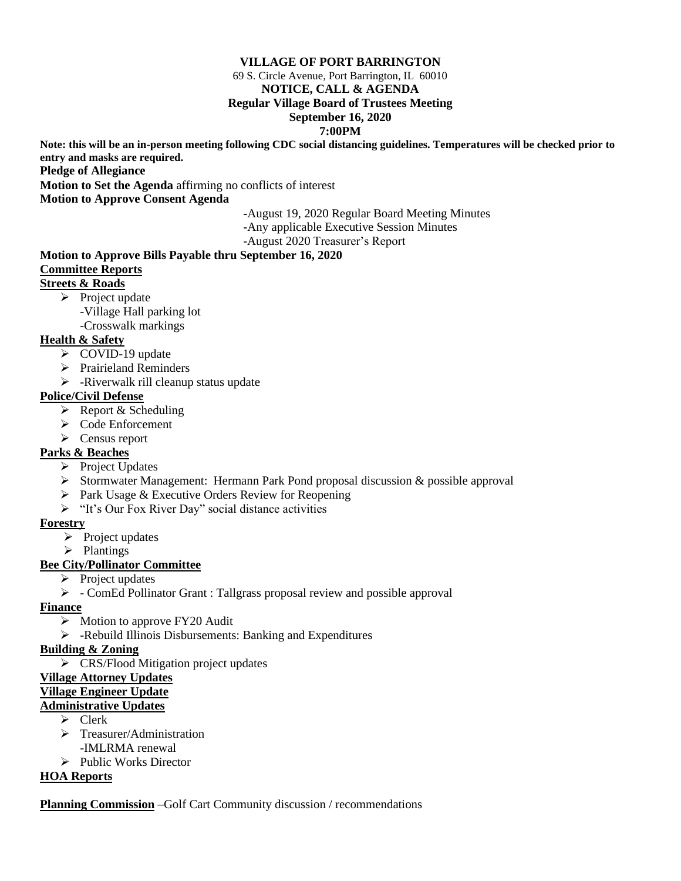**VILLAGE OF PORT BARRINGTON**

69 S. Circle Avenue, Port Barrington, IL 60010

**NOTICE, CALL & AGENDA**

**Regular Village Board of Trustees Meeting**

**September 16, 2020**

**7:00PM**

**Note: this will be an in-person meeting following CDC social distancing guidelines. Temperatures will be checked prior to entry and masks are required.**

**Pledge of Allegiance**

**Motion to Set the Agenda** affirming no conflicts of interest

**Motion to Approve Consent Agenda**

-August 19, 2020 Regular Board Meeting Minutes
-Any applicable Executive Session Minutes
-August 2020 Treasurer's Report

**Motion to Approve Bills Payable thru September 16, 2020**

**Committee Reports**

**Streets & Roads**

- Project update
  - -Village Hall parking lot
  - -Crosswalk markings

**Health & Safety**

- COVID-19 update
- Prairieland Reminders
- -Riverwalk rill cleanup status update

**Police/Civil Defense**

- Report & Scheduling
- Code Enforcement
- Census report

**Parks & Beaches**

- Project Updates
- Stormwater Management: Hermann Park Pond proposal discussion & possible approval
- Park Usage & Executive Orders Review for Reopening
- "It's Our Fox River Day" social distance activities

**Forestry**

- Project updates
- Plantings

**Bee City/Pollinator Committee**

- Project updates
- - ComEd Pollinator Grant : Tallgrass proposal review and possible approval

**Finance**

- Motion to approve FY20 Audit
- -Rebuild Illinois Disbursements: Banking and Expenditures

**Building & Zoning**

- CRS/Flood Mitigation project updates

**Village Attorney Updates**

**Village Engineer Update**

**Administrative Updates**

- Clerk
- Treasurer/Administration
  - -IMLRMA renewal
- Public Works Director

**HOA Reports**

**Planning Commission** –Golf Cart Community discussion / recommendations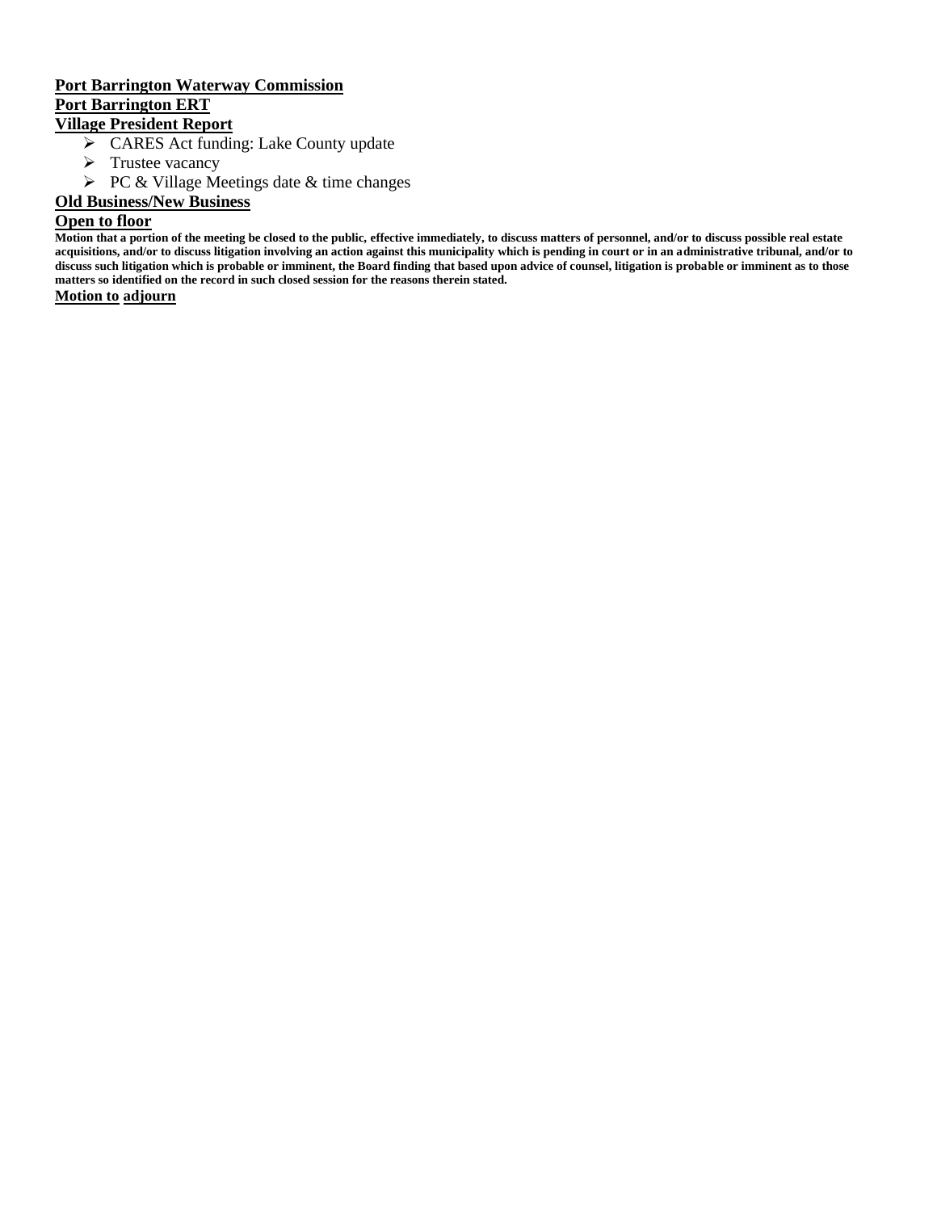**Port Barrington Waterway Commission**

**Port Barrington ERT**

**Village President Report**

- CARES Act funding: Lake County update
- Trustee vacancy
- PC & Village Meetings date & time changes

**Old Business/New Business**

**Open to floor**

**Motion that a portion of the meeting be closed to the public, effective immediately, to discuss matters of personnel, and/or to discuss possible real estate acquisitions, and/or to discuss litigation involving an action against this municipality which is pending in court or in an administrative tribunal, and/or to discuss such litigation which is probable or imminent, the Board finding that based upon advice of counsel, litigation is probable or imminent as to those matters so identified on the record in such closed session for the reasons therein stated.**

**Motion to adjourn**